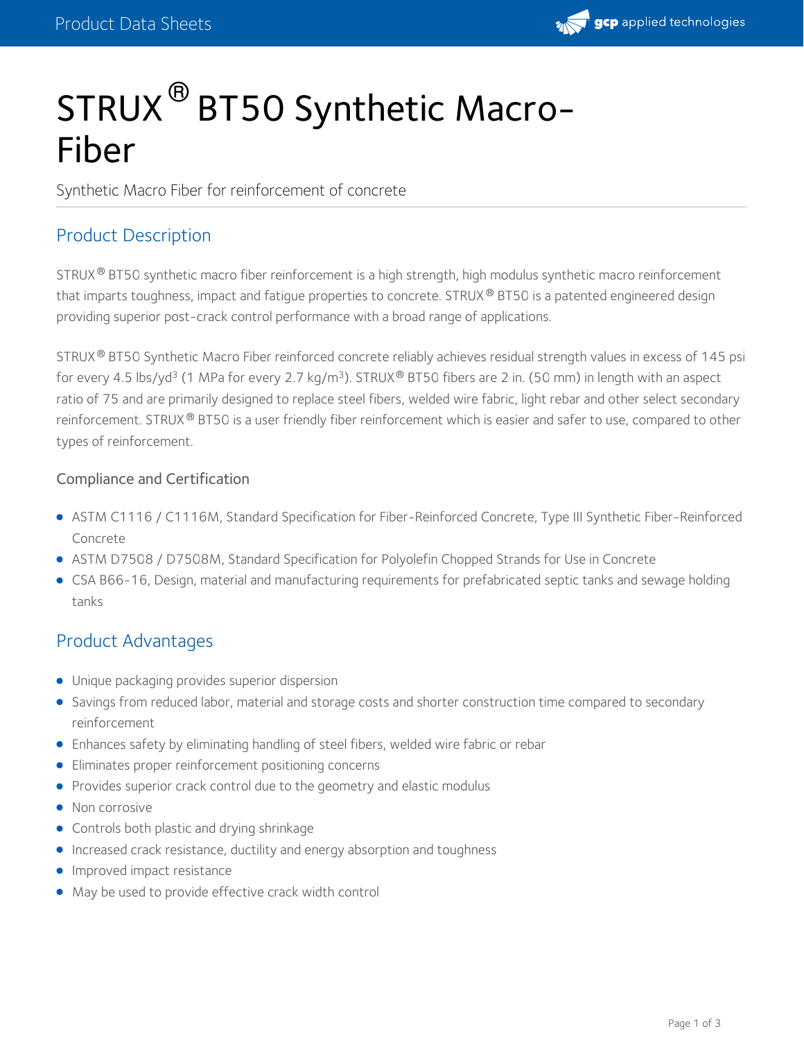# STRUX® BT50 Synthetic Macro-Fiber

Synthetic Macro Fiber for reinforcement of concrete

## Product Description

STRUX® BT50 synthetic macro fiber reinforcement is a high strength, high modulus synthetic macro reinforcement that imparts toughness, impact and fatigue properties to concrete. STRUX® BT50 is a patented engineered design providing superior post-crack control performance with a broad range of applications.

STRUX® BT50 Synthetic Macro Fiber reinforced concrete reliably achieves residual strength values in excess of 145 psi for every 4.5 lbs/yd$^3$ (1 MPa for every 2.7 kg/m$^3$). STRUX® BT50 fibers are 2 in. (50 mm) in length with an aspect ratio of 75 and are primarily designed to replace steel fibers, welded wire fabric, light rebar and other select secondary reinforcement. STRUX® BT50 is a user friendly fiber reinforcement which is easier and safer to use, compared to other types of reinforcement.

### Compliance and Certification

- ASTM C1116 / C1116M, Standard Specification for Fiber-Reinforced Concrete, Type III Synthetic Fiber-Reinforced Concrete
- ASTM D7508 / D7508M, Standard Specification for Polyolefin Chopped Strands for Use in Concrete
- CSA B66-16, Design, material and manufacturing requirements for prefabricated septic tanks and sewage holding tanks

## Product Advantages

- Unique packaging provides superior dispersion
- Savings from reduced labor, material and storage costs and shorter construction time compared to secondary reinforcement
- Enhances safety by eliminating handling of steel fibers, welded wire fabric or rebar
- Eliminates proper reinforcement positioning concerns
- Provides superior crack control due to the geometry and elastic modulus
- Non corrosive
- Controls both plastic and drying shrinkage
- Increased crack resistance, ductility and energy absorption and toughness
- Improved impact resistance
- May be used to provide effective crack width control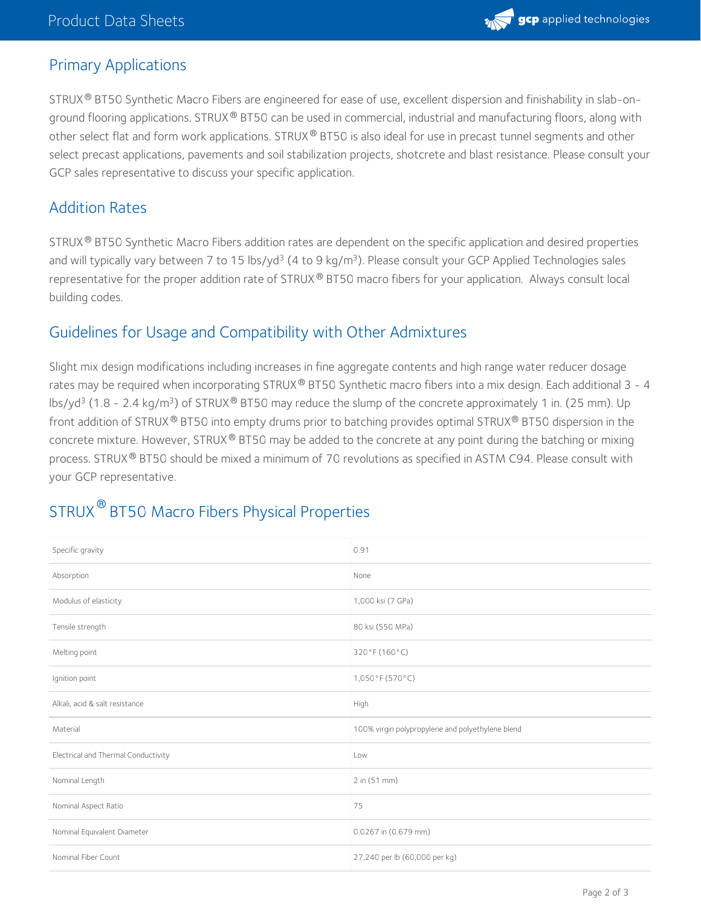## Primary Applications

STRUX® BT50 Synthetic Macro Fibers are engineered for ease of use, excellent dispersion and finishability in slab-on-ground flooring applications. STRUX® BT50 can be used in commercial, industrial and manufacturing floors, along with other select flat and form work applications. STRUX® BT50 is also ideal for use in precast tunnel segments and other select precast applications, pavements and soil stabilization projects, shotcrete and blast resistance. Please consult your GCP sales representative to discuss your specific application.

## Addition Rates

STRUX® BT50 Synthetic Macro Fibers addition rates are dependent on the specific application and desired properties and will typically vary between 7 to 15 lbs/yd$^3$ (4 to 9 kg/m$^3$). Please consult your GCP Applied Technologies sales representative for the proper addition rate of STRUX® BT50 macro fibers for your application. Always consult local building codes.

## Guidelines for Usage and Compatibility with Other Admixtures

Slight mix design modifications including increases in fine aggregate contents and high range water reducer dosage rates may be required when incorporating STRUX® BT50 Synthetic macro fibers into a mix design. Each additional 3 - 4 lbs/yd$^3$ (1.8 - 2.4 kg/m$^3$) of STRUX® BT50 may reduce the slump of the concrete approximately 1 in. (25 mm). Up front addition of STRUX® BT50 into empty drums prior to batching provides optimal STRUX® BT50 dispersion in the concrete mixture. However, STRUX® BT50 may be added to the concrete at any point during the batching or mixing process. STRUX® BT50 should be mixed a minimum of 70 revolutions as specified in ASTM C94. Please consult with your GCP representative.

## STRUX® BT50 Macro Fibers Physical Properties

| Property | Value |
|---|---|
| Specific gravity | 0.91 |
| Absorption | None |
| Modulus of elasticity | 1,000 ksi (7 GPa) |
| Tensile strength | 80 ksi (550 MPa) |
| Melting point | 320°F (160°C) |
| Ignition point | 1,050°F (570°C) |
| Alkali, acid & salt resistance | High |
| Material | 100% virgin polypropylene and polyethylene blend |
| Electrical and Thermal Conductivity | Low |
| Nominal Length | 2 in (51 mm) |
| Nominal Aspect Ratio | 75 |
| Nominal Equivalent Diameter | 0.0267 in (0.679 mm) |
| Nominal Fiber Count | 27,240 per lb (60,000 per kg) |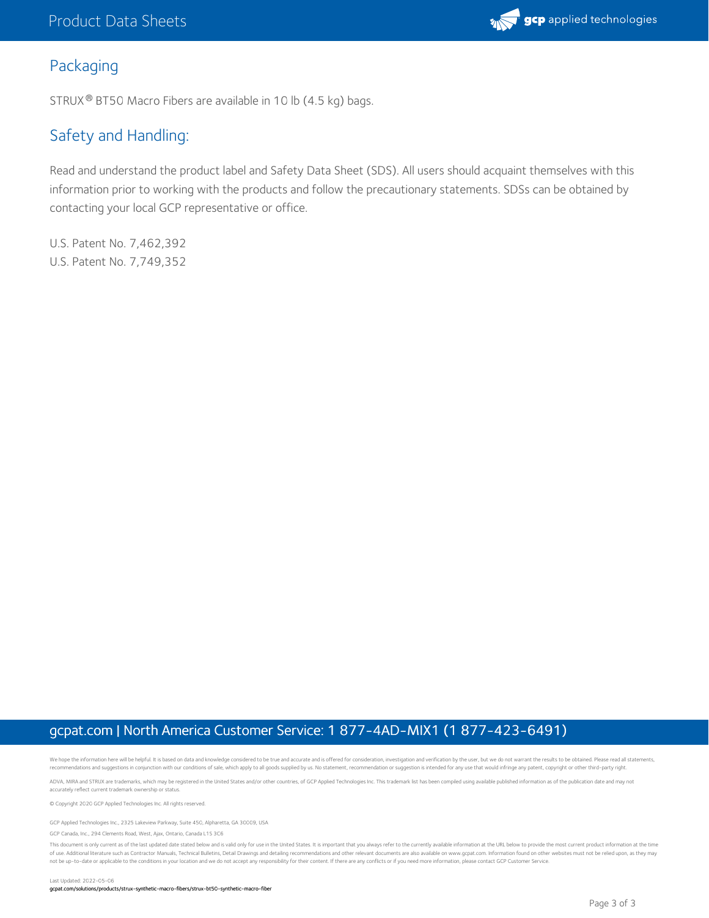## Packaging

STRUX® BT50 Macro Fibers are available in 10 lb (4.5 kg) bags.

## Safety and Handling:

Read and understand the product label and Safety Data Sheet (SDS). All users should acquaint themselves with this information prior to working with the products and follow the precautionary statements. SDSs can be obtained by contacting your local GCP representative or office.

U.S. Patent No. 7,462,392
U.S. Patent No. 7,749,352

gcpat.com | North America Customer Service: 1 877-4AD-MIX1 (1 877-423-6491)

We hope the information here will be helpful. It is based on data and knowledge considered to be true and accurate and is offered for consideration, investigation and verification by the user, but we do not warrant the results to be obtained. Please read all statements, recommendations and suggestions in conjunction with our conditions of sale, which apply to all goods supplied by us. No statement, recommendation or suggestion is intended for any use that would infringe any patent, copyright or other third-party right.

ADVA, MIRA and STRUX are trademarks, which may be registered in the United States and/or other countries, of GCP Applied Technologies Inc. This trademark list has been compiled using available published information as of the publication date and may not accurately reflect current trademark ownership or status.

© Copyright 2020 GCP Applied Technologies Inc. All rights reserved.

GCP Applied Technologies Inc., 2325 Lakeview Parkway, Suite 450, Alpharetta, GA 30009, USA

GCP Canada, Inc., 294 Clements Road, West, Ajax, Ontario, Canada L1S 3C6

This document is only current as of the last updated date stated below and is valid only for use in the United States. It is important that you always refer to the currently available information at the URL below to provide the most current product information at the time of use. Additional literature such as Contractor Manuals, Technical Bulletins, Detail Drawings and detailing recommendations and other relevant documents are also available on www.gcpat.com. Information found on other websites must not be relied upon, as they may not be up-to-date or applicable to the conditions in your location and we do not accept any responsibility for their content. If there are any conflicts or if you need more information, please contact GCP Customer Service.

Last Updated: 2022-05-06
gcpat.com/solutions/products/strux-synthetic-macro-fibers/strux-bt50-synthetic-macro-fiber